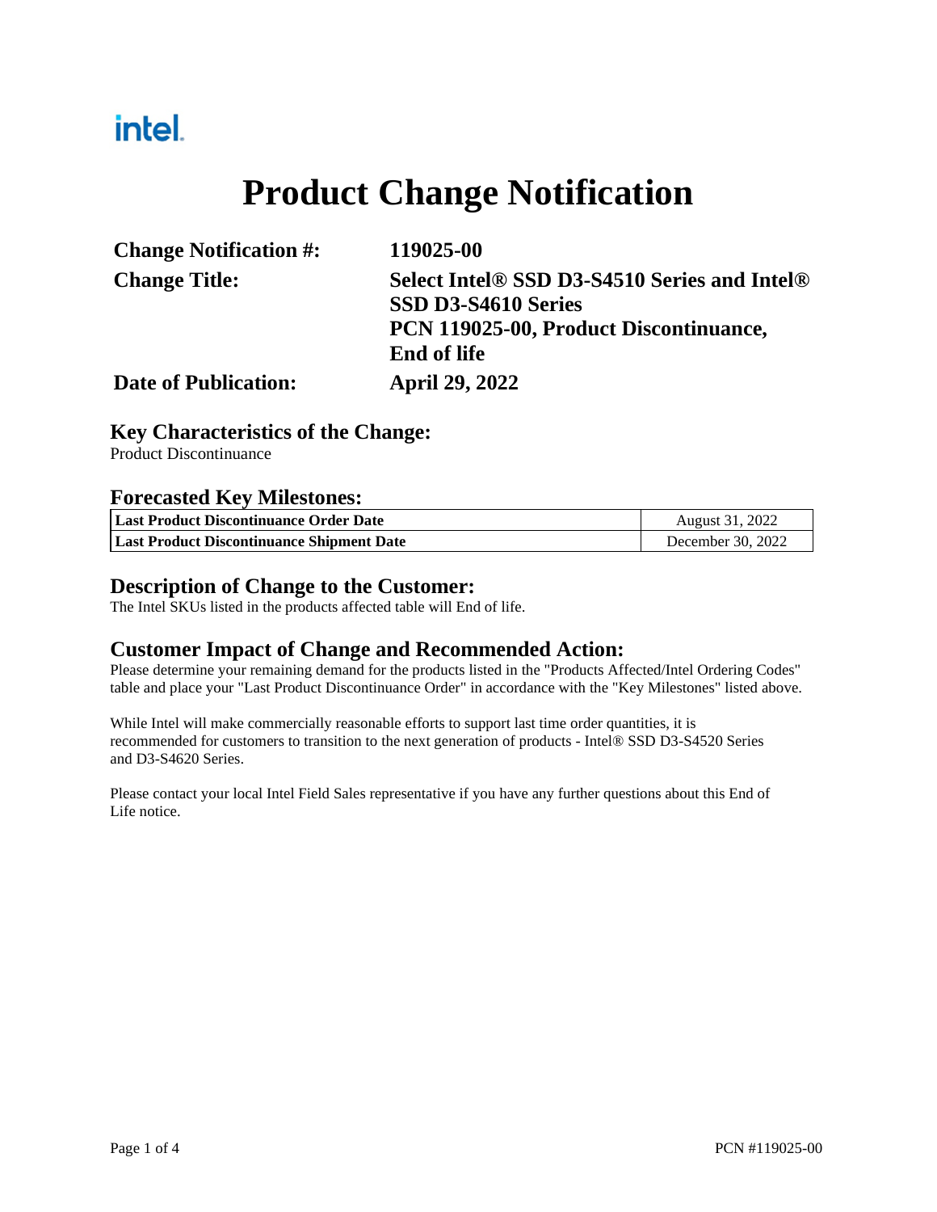intel.

# Product Change Notification

| | |
|---|---|
| **Change Notification #:** | **119025-00** |
| **Change Title:** | **Select Intel® SSD D3-S4510 Series and Intel® SSD D3-S4610 Series PCN 119025-00, Product Discontinuance, End of life** |
| **Date of Publication:** | **April 29, 2022** |

## Key Characteristics of the Change:

Product Discontinuance

## Forecasted Key Milestones:

| | |
|---|---|
| **Last Product Discontinuance Order Date** | August 31, 2022 |
| **Last Product Discontinuance Shipment Date** | December 30, 2022 |

## Description of Change to the Customer:

The Intel SKUs listed in the products affected table will End of life.

## Customer Impact of Change and Recommended Action:

Please determine your remaining demand for the products listed in the "Products Affected/Intel Ordering Codes" table and place your "Last Product Discontinuance Order" in accordance with the "Key Milestones" listed above.

While Intel will make commercially reasonable efforts to support last time order quantities, it is recommended for customers to transition to the next generation of products - Intel® SSD D3-S4520 Series and D3-S4620 Series.

Please contact your local Intel Field Sales representative if you have any further questions about this End of Life notice.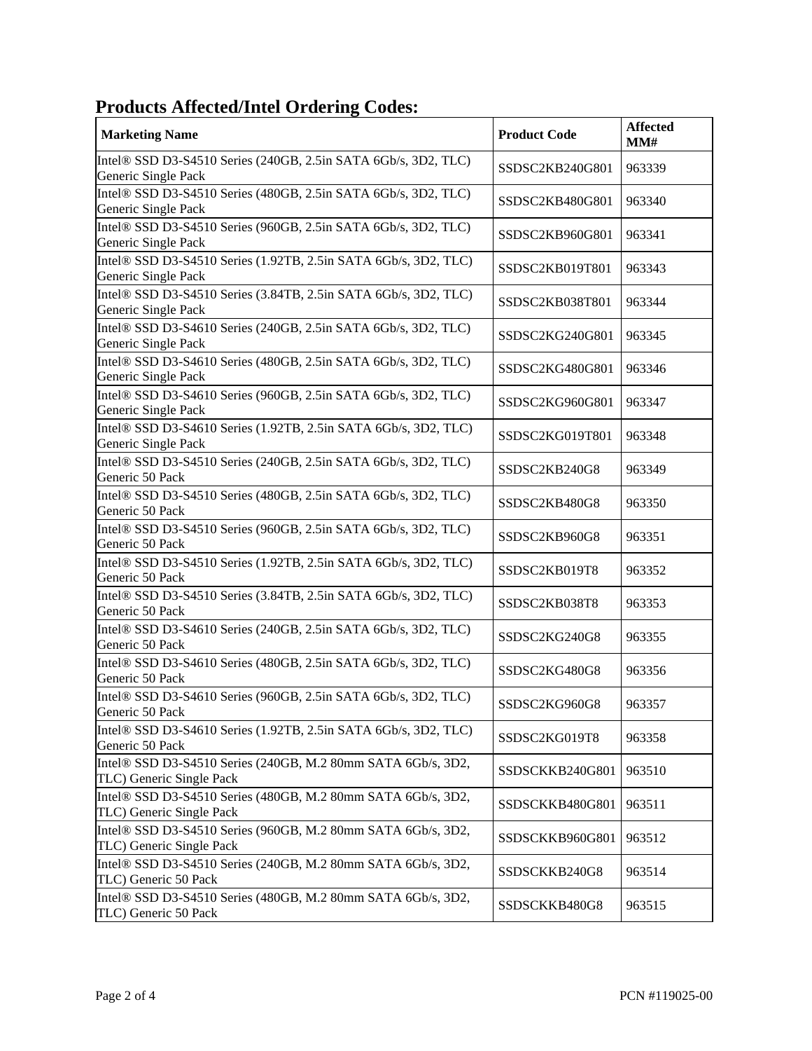## Products Affected/Intel Ordering Codes:

| Marketing Name | Product Code | Affected MM# |
|---|---|---|
| Intel® SSD D3-S4510 Series (240GB, 2.5in SATA 6Gb/s, 3D2, TLC) Generic Single Pack | SSDSC2KB240G801 | 963339 |
| Intel® SSD D3-S4510 Series (480GB, 2.5in SATA 6Gb/s, 3D2, TLC) Generic Single Pack | SSDSC2KB480G801 | 963340 |
| Intel® SSD D3-S4510 Series (960GB, 2.5in SATA 6Gb/s, 3D2, TLC) Generic Single Pack | SSDSC2KB960G801 | 963341 |
| Intel® SSD D3-S4510 Series (1.92TB, 2.5in SATA 6Gb/s, 3D2, TLC) Generic Single Pack | SSDSC2KB019T801 | 963343 |
| Intel® SSD D3-S4510 Series (3.84TB, 2.5in SATA 6Gb/s, 3D2, TLC) Generic Single Pack | SSDSC2KB038T801 | 963344 |
| Intel® SSD D3-S4610 Series (240GB, 2.5in SATA 6Gb/s, 3D2, TLC) Generic Single Pack | SSDSC2KG240G801 | 963345 |
| Intel® SSD D3-S4610 Series (480GB, 2.5in SATA 6Gb/s, 3D2, TLC) Generic Single Pack | SSDSC2KG480G801 | 963346 |
| Intel® SSD D3-S4610 Series (960GB, 2.5in SATA 6Gb/s, 3D2, TLC) Generic Single Pack | SSDSC2KG960G801 | 963347 |
| Intel® SSD D3-S4610 Series (1.92TB, 2.5in SATA 6Gb/s, 3D2, TLC) Generic Single Pack | SSDSC2KG019T801 | 963348 |
| Intel® SSD D3-S4510 Series (240GB, 2.5in SATA 6Gb/s, 3D2, TLC) Generic 50 Pack | SSDSC2KB240G8 | 963349 |
| Intel® SSD D3-S4510 Series (480GB, 2.5in SATA 6Gb/s, 3D2, TLC) Generic 50 Pack | SSDSC2KB480G8 | 963350 |
| Intel® SSD D3-S4510 Series (960GB, 2.5in SATA 6Gb/s, 3D2, TLC) Generic 50 Pack | SSDSC2KB960G8 | 963351 |
| Intel® SSD D3-S4510 Series (1.92TB, 2.5in SATA 6Gb/s, 3D2, TLC) Generic 50 Pack | SSDSC2KB019T8 | 963352 |
| Intel® SSD D3-S4510 Series (3.84TB, 2.5in SATA 6Gb/s, 3D2, TLC) Generic 50 Pack | SSDSC2KB038T8 | 963353 |
| Intel® SSD D3-S4610 Series (240GB, 2.5in SATA 6Gb/s, 3D2, TLC) Generic 50 Pack | SSDSC2KG240G8 | 963355 |
| Intel® SSD D3-S4610 Series (480GB, 2.5in SATA 6Gb/s, 3D2, TLC) Generic 50 Pack | SSDSC2KG480G8 | 963356 |
| Intel® SSD D3-S4610 Series (960GB, 2.5in SATA 6Gb/s, 3D2, TLC) Generic 50 Pack | SSDSC2KG960G8 | 963357 |
| Intel® SSD D3-S4610 Series (1.92TB, 2.5in SATA 6Gb/s, 3D2, TLC) Generic 50 Pack | SSDSC2KG019T8 | 963358 |
| Intel® SSD D3-S4510 Series (240GB, M.2 80mm SATA 6Gb/s, 3D2, TLC) Generic Single Pack | SSDSCKKB240G801 | 963510 |
| Intel® SSD D3-S4510 Series (480GB, M.2 80mm SATA 6Gb/s, 3D2, TLC) Generic Single Pack | SSDSCKKB480G801 | 963511 |
| Intel® SSD D3-S4510 Series (960GB, M.2 80mm SATA 6Gb/s, 3D2, TLC) Generic Single Pack | SSDSCKKB960G801 | 963512 |
| Intel® SSD D3-S4510 Series (240GB, M.2 80mm SATA 6Gb/s, 3D2, TLC) Generic 50 Pack | SSDSCKKB240G8 | 963514 |
| Intel® SSD D3-S4510 Series (480GB, M.2 80mm SATA 6Gb/s, 3D2, TLC) Generic 50 Pack | SSDSCKKB480G8 | 963515 |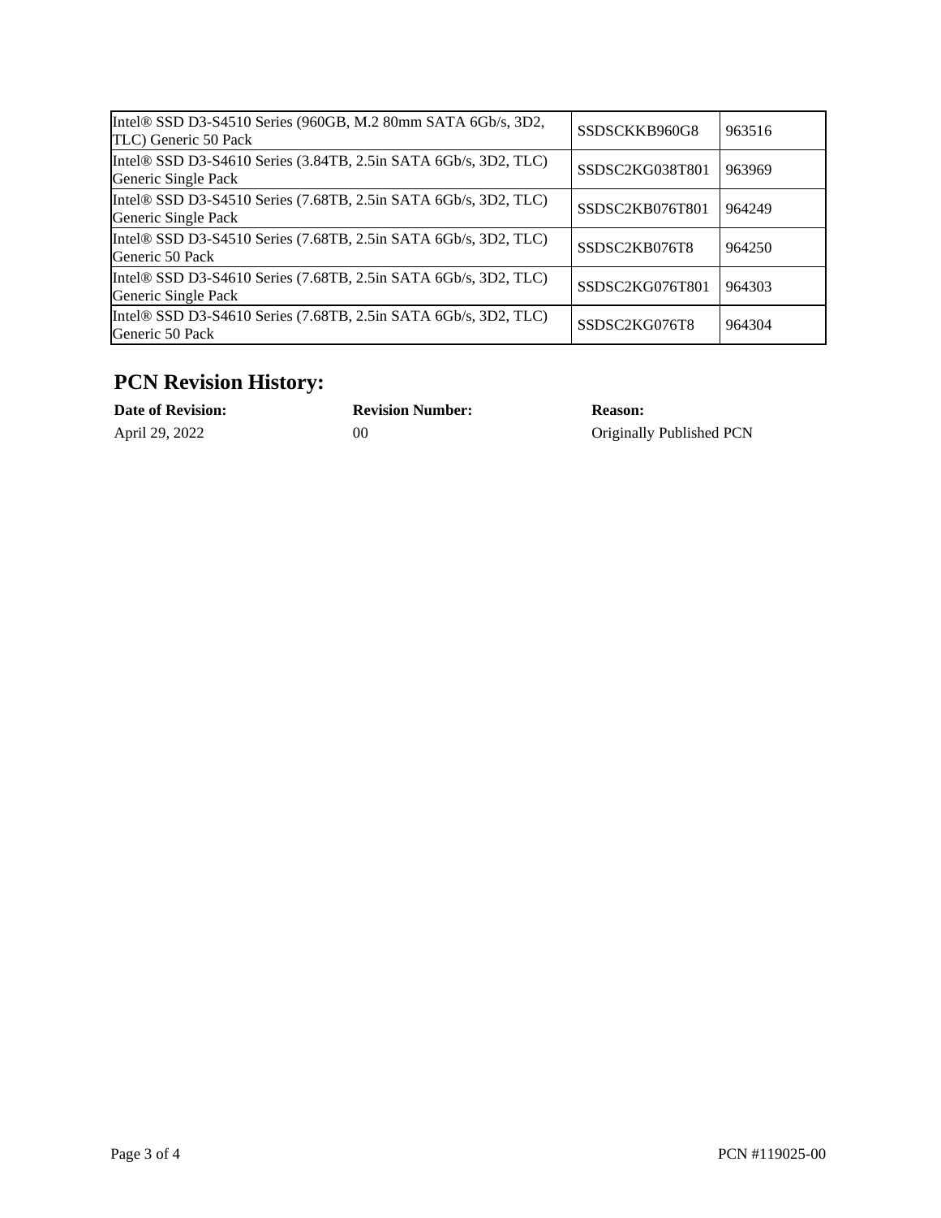| | | |
|---|---|---|
| Intel® SSD D3-S4510 Series (960GB, M.2 80mm SATA 6Gb/s, 3D2, TLC) Generic 50 Pack | SSDSCKKB960G8 | 963516 |
| Intel® SSD D3-S4610 Series (3.84TB, 2.5in SATA 6Gb/s, 3D2, TLC) Generic Single Pack | SSDSC2KG038T801 | 963969 |
| Intel® SSD D3-S4510 Series (7.68TB, 2.5in SATA 6Gb/s, 3D2, TLC) Generic Single Pack | SSDSC2KB076T801 | 964249 |
| Intel® SSD D3-S4510 Series (7.68TB, 2.5in SATA 6Gb/s, 3D2, TLC) Generic 50 Pack | SSDSC2KB076T8 | 964250 |
| Intel® SSD D3-S4610 Series (7.68TB, 2.5in SATA 6Gb/s, 3D2, TLC) Generic Single Pack | SSDSC2KG076T801 | 964303 |
| Intel® SSD D3-S4610 Series (7.68TB, 2.5in SATA 6Gb/s, 3D2, TLC) Generic 50 Pack | SSDSC2KG076T8 | 964304 |

## PCN Revision History:

| **Date of Revision:** | **Revision Number:** | **Reason:** |
|---|---|---|
| April 29, 2022 | 00 | Originally Published PCN |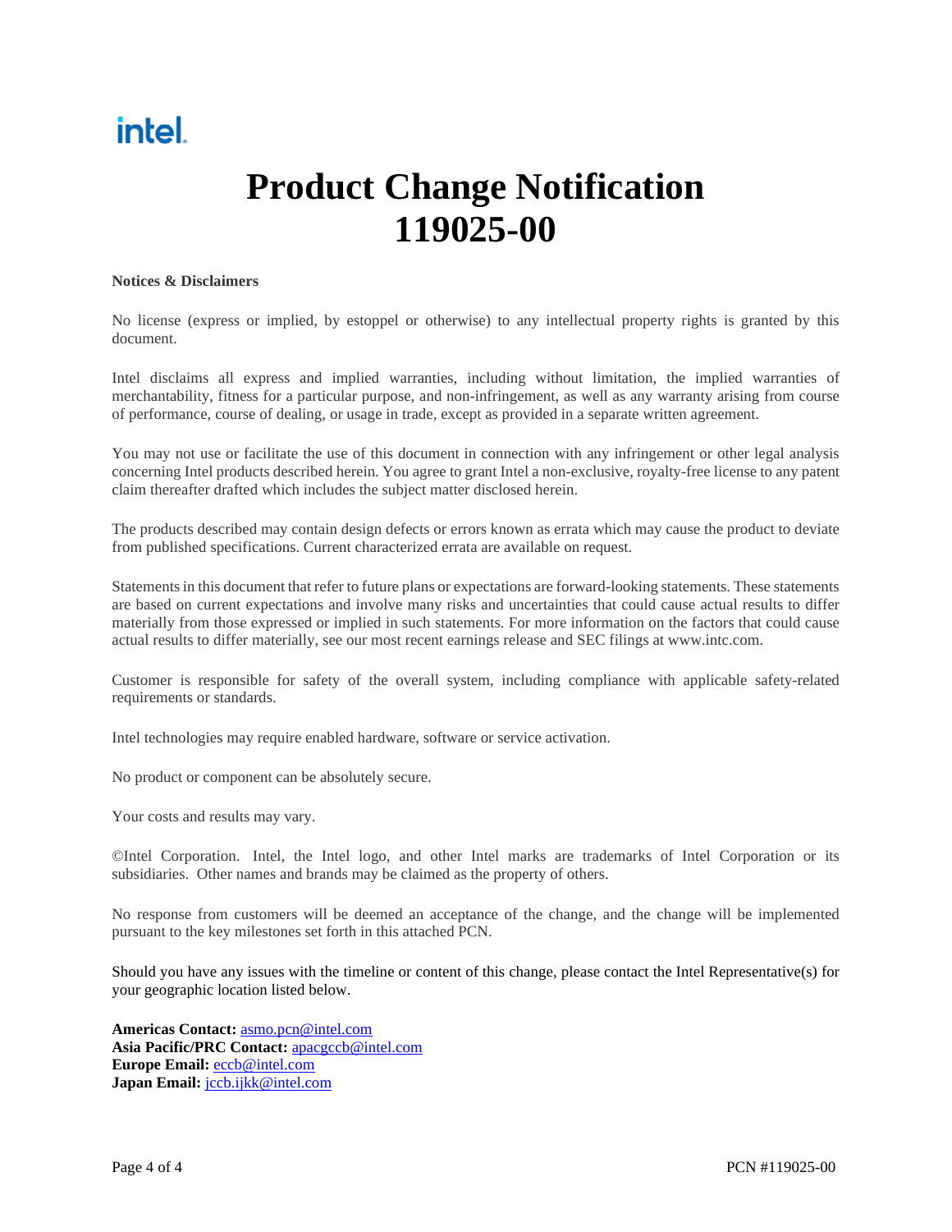intel.

# Product Change Notification 119025-00

**Notices & Disclaimers**

No license (express or implied, by estoppel or otherwise) to any intellectual property rights is granted by this document.

Intel disclaims all express and implied warranties, including without limitation, the implied warranties of merchantability, fitness for a particular purpose, and non-infringement, as well as any warranty arising from course of performance, course of dealing, or usage in trade, except as provided in a separate written agreement.

You may not use or facilitate the use of this document in connection with any infringement or other legal analysis concerning Intel products described herein. You agree to grant Intel a non-exclusive, royalty-free license to any patent claim thereafter drafted which includes the subject matter disclosed herein.

The products described may contain design defects or errors known as errata which may cause the product to deviate from published specifications. Current characterized errata are available on request.

Statements in this document that refer to future plans or expectations are forward-looking statements. These statements are based on current expectations and involve many risks and uncertainties that could cause actual results to differ materially from those expressed or implied in such statements. For more information on the factors that could cause actual results to differ materially, see our most recent earnings release and SEC filings at www.intc.com.

Customer is responsible for safety of the overall system, including compliance with applicable safety-related requirements or standards.

Intel technologies may require enabled hardware, software or service activation.

No product or component can be absolutely secure.

Your costs and results may vary.

©Intel Corporation. Intel, the Intel logo, and other Intel marks are trademarks of Intel Corporation or its subsidiaries. Other names and brands may be claimed as the property of others.

No response from customers will be deemed an acceptance of the change, and the change will be implemented pursuant to the key milestones set forth in this attached PCN.

Should you have any issues with the timeline or content of this change, please contact the Intel Representative(s) for your geographic location listed below.

**Americas Contact:** asmo.pcn@intel.com
**Asia Pacific/PRC Contact:** apacgccb@intel.com
**Europe Email:** eccb@intel.com
**Japan Email:** jccb.ijkk@intel.com